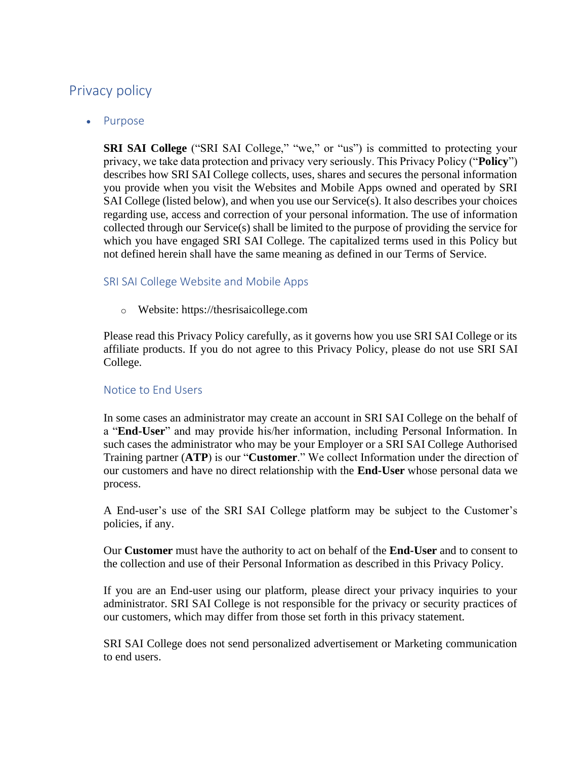# Privacy policy

- ## Purpose

**SRI SAI College** ("SRI SAI College," "we," or "us") is committed to protecting your privacy, we take data protection and privacy very seriously. This Privacy Policy ("**Policy**") describes how SRI SAI College collects, uses, shares and secures the personal information you provide when you visit the Websites and Mobile Apps owned and operated by SRI SAI College (listed below), and when you use our Service(s). It also describes your choices regarding use, access and correction of your personal information. The use of information collected through our Service(s) shall be limited to the purpose of providing the service for which you have engaged SRI SAI College. The capitalized terms used in this Policy but not defined herein shall have the same meaning as defined in our Terms of Service.

### SRI SAI College Website and Mobile Apps

- Website: https://thesrisaicollege.com

Please read this Privacy Policy carefully, as it governs how you use SRI SAI College or its affiliate products. If you do not agree to this Privacy Policy, please do not use SRI SAI College.

### Notice to End Users

In some cases an administrator may create an account in SRI SAI College on the behalf of a "**End-User**" and may provide his/her information, including Personal Information. In such cases the administrator who may be your Employer or a SRI SAI College Authorised Training partner (**ATP**) is our "**Customer**." We collect Information under the direction of our customers and have no direct relationship with the **End-User** whose personal data we process.

A End-user's use of the SRI SAI College platform may be subject to the Customer's policies, if any.

Our **Customer** must have the authority to act on behalf of the **End-User** and to consent to the collection and use of their Personal Information as described in this Privacy Policy.

If you are an End-user using our platform, please direct your privacy inquiries to your administrator. SRI SAI College is not responsible for the privacy or security practices of our customers, which may differ from those set forth in this privacy statement.

SRI SAI College does not send personalized advertisement or Marketing communication to end users.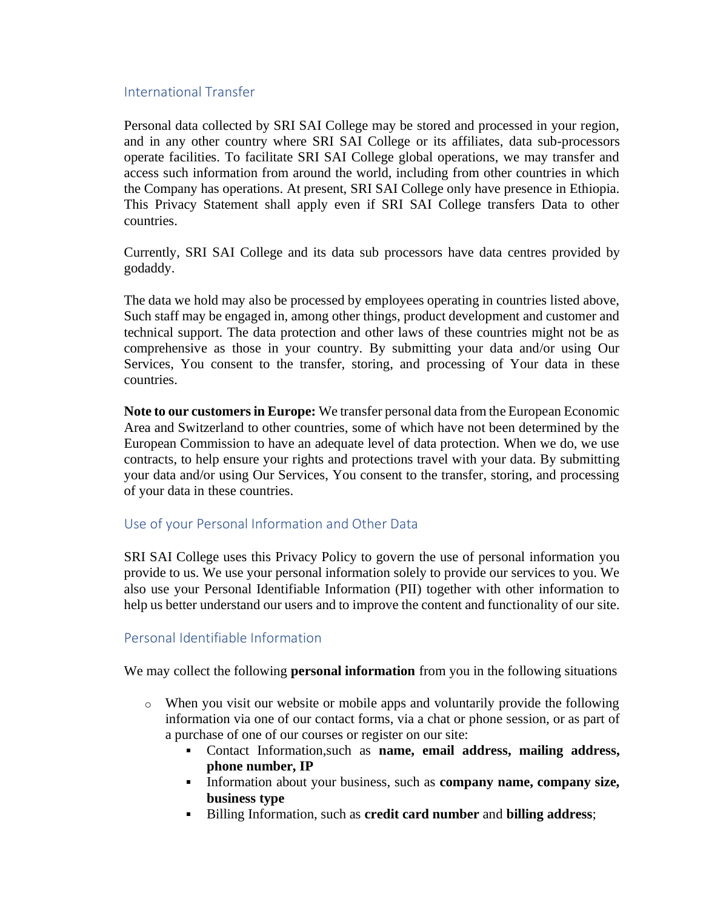## International Transfer

Personal data collected by SRI SAI College may be stored and processed in your region, and in any other country where SRI SAI College or its affiliates, data sub-processors operate facilities. To facilitate SRI SAI College global operations, we may transfer and access such information from around the world, including from other countries in which the Company has operations. At present, SRI SAI College only have presence in Ethiopia. This Privacy Statement shall apply even if SRI SAI College transfers Data to other countries.

Currently, SRI SAI College and its data sub processors have data centres provided by godaddy.

The data we hold may also be processed by employees operating in countries listed above, Such staff may be engaged in, among other things, product development and customer and technical support. The data protection and other laws of these countries might not be as comprehensive as those in your country. By submitting your data and/or using Our Services, You consent to the transfer, storing, and processing of Your data in these countries.

**Note to our customers in Europe:** We transfer personal data from the European Economic Area and Switzerland to other countries, some of which have not been determined by the European Commission to have an adequate level of data protection. When we do, we use contracts, to help ensure your rights and protections travel with your data. By submitting your data and/or using Our Services, You consent to the transfer, storing, and processing of your data in these countries.

## Use of your Personal Information and Other Data

SRI SAI College uses this Privacy Policy to govern the use of personal information you provide to us. We use your personal information solely to provide our services to you. We also use your Personal Identifiable Information (PII) together with other information to help us better understand our users and to improve the content and functionality of our site.

## Personal Identifiable Information

We may collect the following **personal information** from you in the following situations

- When you visit our website or mobile apps and voluntarily provide the following information via one of our contact forms, via a chat or phone session, or as part of a purchase of one of our courses or register on our site:
  - Contact Information,such as **name, email address, mailing address, phone number, IP**
  - Information about your business, such as **company name, company size, business type**
  - Billing Information, such as **credit card number** and **billing address**;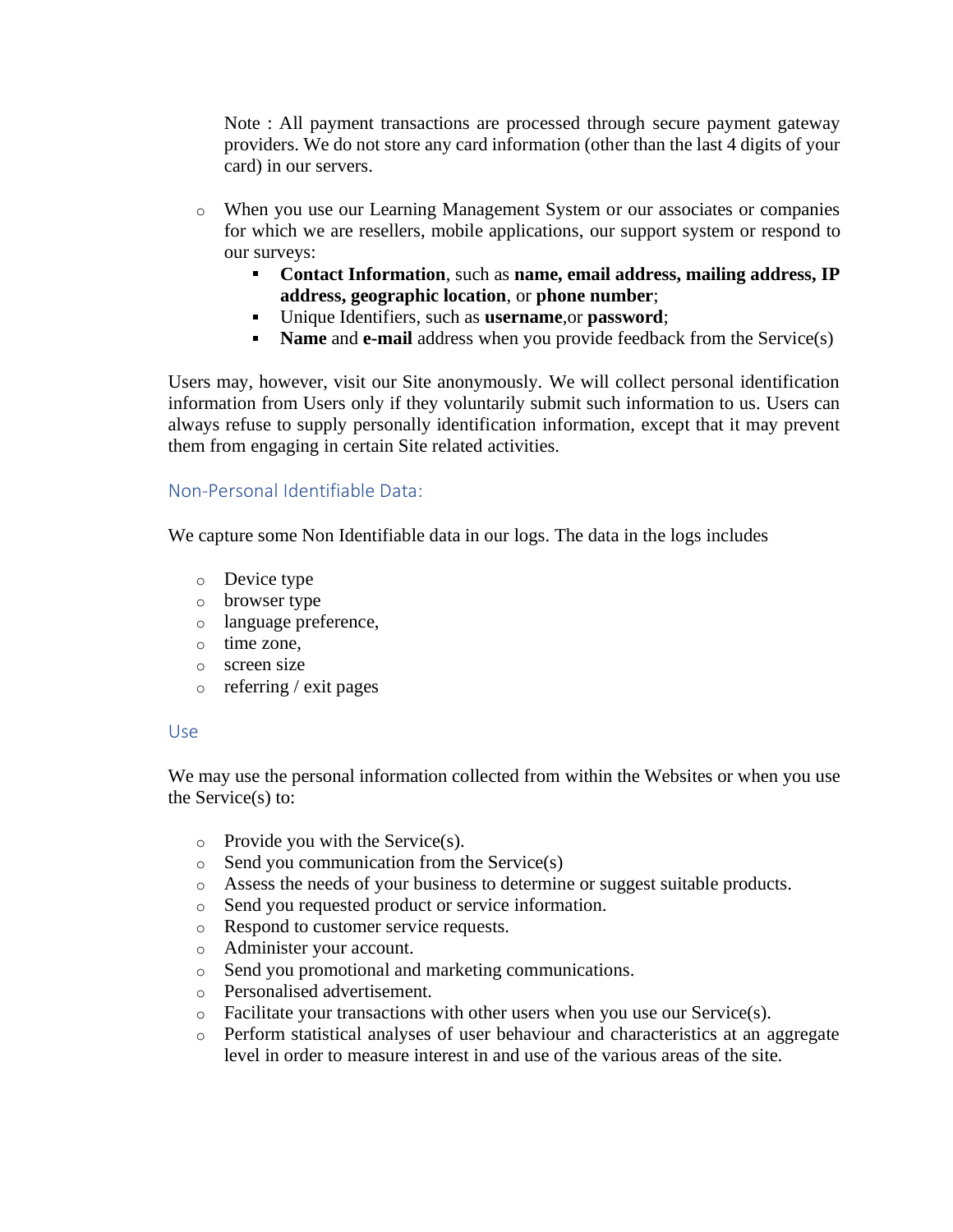Note : All payment transactions are processed through secure payment gateway providers. We do not store any card information (other than the last 4 digits of your card) in our servers.

- When you use our Learning Management System or our associates or companies for which we are resellers, mobile applications, our support system or respond to our surveys:
  - **Contact Information**, such as **name, email address, mailing address, IP address, geographic location**, or **phone number**;
  - Unique Identifiers, such as **username**,or **password**;
  - **Name** and **e-mail** address when you provide feedback from the Service(s)

Users may, however, visit our Site anonymously. We will collect personal identification information from Users only if they voluntarily submit such information to us. Users can always refuse to supply personally identification information, except that it may prevent them from engaging in certain Site related activities.

### Non-Personal Identifiable Data:

We capture some Non Identifiable data in our logs. The data in the logs includes

- Device type
- browser type
- language preference,
- time zone,
- screen size
- referring / exit pages

### Use

We may use the personal information collected from within the Websites or when you use the Service(s) to:

- Provide you with the Service(s).
- Send you communication from the Service(s)
- Assess the needs of your business to determine or suggest suitable products.
- Send you requested product or service information.
- Respond to customer service requests.
- Administer your account.
- Send you promotional and marketing communications.
- Personalised advertisement.
- Facilitate your transactions with other users when you use our Service(s).
- Perform statistical analyses of user behaviour and characteristics at an aggregate level in order to measure interest in and use of the various areas of the site.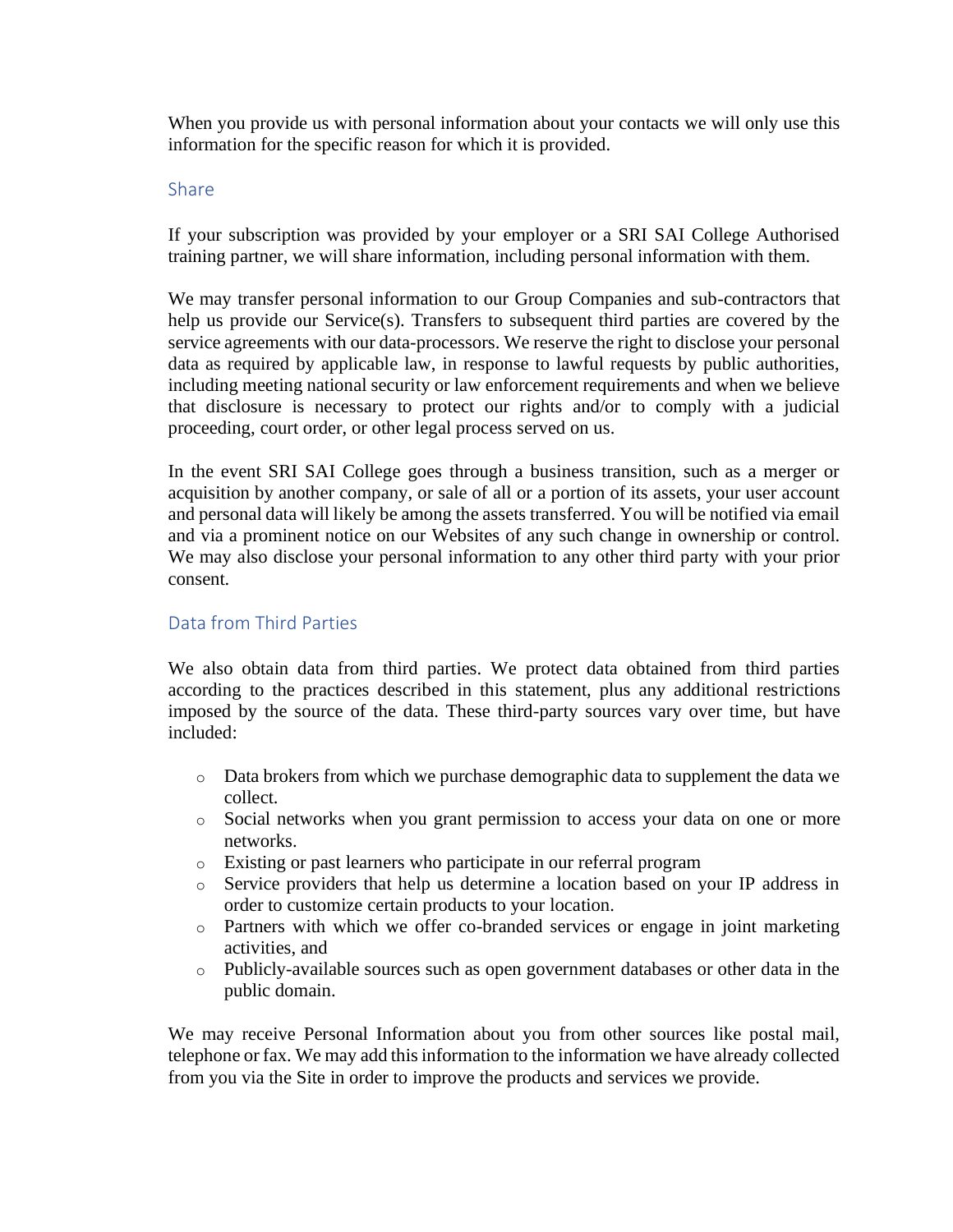When you provide us with personal information about your contacts we will only use this information for the specific reason for which it is provided.

## Share

If your subscription was provided by your employer or a SRI SAI College Authorised training partner, we will share information, including personal information with them.

We may transfer personal information to our Group Companies and sub-contractors that help us provide our Service(s). Transfers to subsequent third parties are covered by the service agreements with our data-processors. We reserve the right to disclose your personal data as required by applicable law, in response to lawful requests by public authorities, including meeting national security or law enforcement requirements and when we believe that disclosure is necessary to protect our rights and/or to comply with a judicial proceeding, court order, or other legal process served on us.

In the event SRI SAI College goes through a business transition, such as a merger or acquisition by another company, or sale of all or a portion of its assets, your user account and personal data will likely be among the assets transferred. You will be notified via email and via a prominent notice on our Websites of any such change in ownership or control. We may also disclose your personal information to any other third party with your prior consent.

## Data from Third Parties

We also obtain data from third parties. We protect data obtained from third parties according to the practices described in this statement, plus any additional restrictions imposed by the source of the data. These third-party sources vary over time, but have included:

- Data brokers from which we purchase demographic data to supplement the data we collect.
- Social networks when you grant permission to access your data on one or more networks.
- Existing or past learners who participate in our referral program
- Service providers that help us determine a location based on your IP address in order to customize certain products to your location.
- Partners with which we offer co-branded services or engage in joint marketing activities, and
- Publicly-available sources such as open government databases or other data in the public domain.

We may receive Personal Information about you from other sources like postal mail, telephone or fax. We may add this information to the information we have already collected from you via the Site in order to improve the products and services we provide.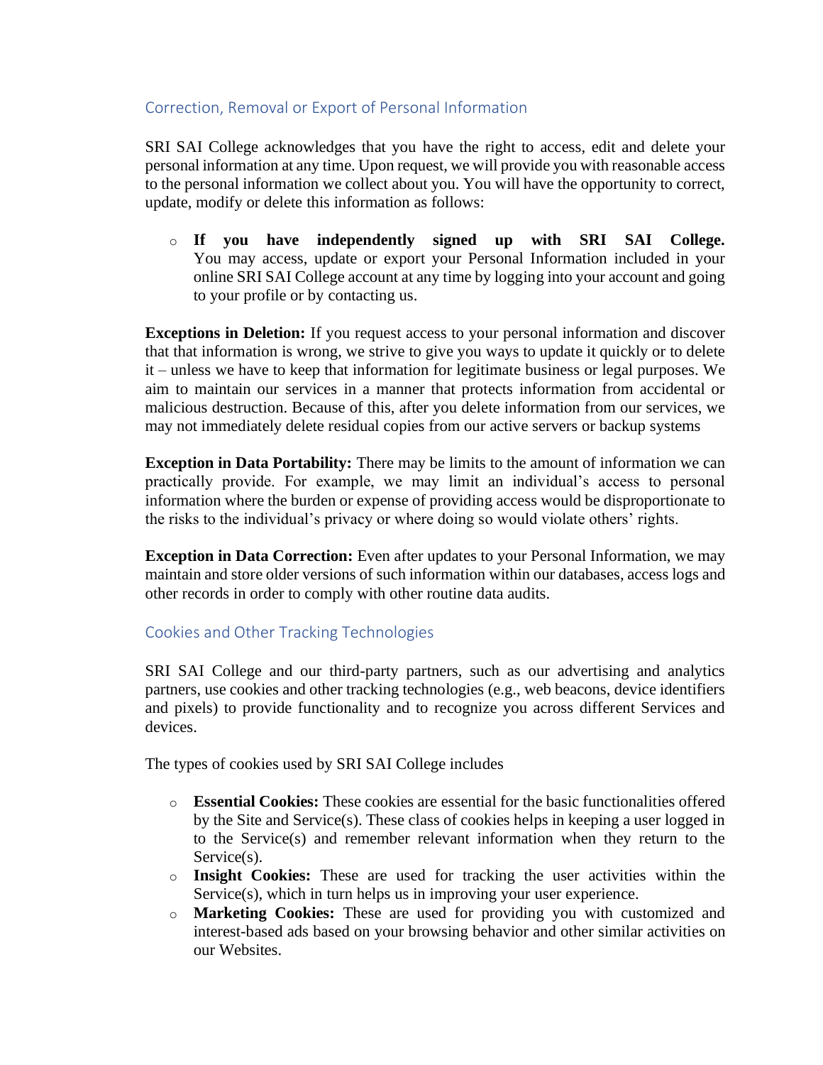## Correction, Removal or Export of Personal Information

SRI SAI College acknowledges that you have the right to access, edit and delete your personal information at any time. Upon request, we will provide you with reasonable access to the personal information we collect about you. You will have the opportunity to correct, update, modify or delete this information as follows:

- **If you have independently signed up with SRI SAI College.** You may access, update or export your Personal Information included in your online SRI SAI College account at any time by logging into your account and going to your profile or by contacting us.

**Exceptions in Deletion:** If you request access to your personal information and discover that that information is wrong, we strive to give you ways to update it quickly or to delete it – unless we have to keep that information for legitimate business or legal purposes. We aim to maintain our services in a manner that protects information from accidental or malicious destruction. Because of this, after you delete information from our services, we may not immediately delete residual copies from our active servers or backup systems

**Exception in Data Portability:** There may be limits to the amount of information we can practically provide. For example, we may limit an individual's access to personal information where the burden or expense of providing access would be disproportionate to the risks to the individual's privacy or where doing so would violate others' rights.

**Exception in Data Correction:** Even after updates to your Personal Information, we may maintain and store older versions of such information within our databases, access logs and other records in order to comply with other routine data audits.

## Cookies and Other Tracking Technologies

SRI SAI College and our third-party partners, such as our advertising and analytics partners, use cookies and other tracking technologies (e.g., web beacons, device identifiers and pixels) to provide functionality and to recognize you across different Services and devices.

The types of cookies used by SRI SAI College includes

- **Essential Cookies:** These cookies are essential for the basic functionalities offered by the Site and Service(s). These class of cookies helps in keeping a user logged in to the Service(s) and remember relevant information when they return to the Service(s).
- **Insight Cookies:** These are used for tracking the user activities within the Service(s), which in turn helps us in improving your user experience.
- **Marketing Cookies:** These are used for providing you with customized and interest-based ads based on your browsing behavior and other similar activities on our Websites.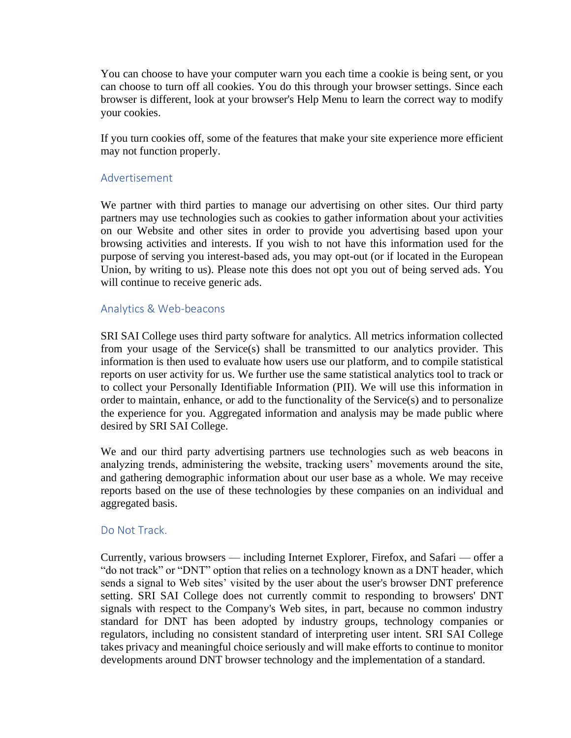You can choose to have your computer warn you each time a cookie is being sent, or you can choose to turn off all cookies. You do this through your browser settings. Since each browser is different, look at your browser's Help Menu to learn the correct way to modify your cookies.

If you turn cookies off, some of the features that make your site experience more efficient may not function properly.

## Advertisement

We partner with third parties to manage our advertising on other sites. Our third party partners may use technologies such as cookies to gather information about your activities on our Website and other sites in order to provide you advertising based upon your browsing activities and interests. If you wish to not have this information used for the purpose of serving you interest-based ads, you may opt-out (or if located in the European Union, by writing to us). Please note this does not opt you out of being served ads. You will continue to receive generic ads.

## Analytics & Web-beacons

SRI SAI College uses third party software for analytics. All metrics information collected from your usage of the Service(s) shall be transmitted to our analytics provider. This information is then used to evaluate how users use our platform, and to compile statistical reports on user activity for us. We further use the same statistical analytics tool to track or to collect your Personally Identifiable Information (PII). We will use this information in order to maintain, enhance, or add to the functionality of the Service(s) and to personalize the experience for you. Aggregated information and analysis may be made public where desired by SRI SAI College.

We and our third party advertising partners use technologies such as web beacons in analyzing trends, administering the website, tracking users' movements around the site, and gathering demographic information about our user base as a whole. We may receive reports based on the use of these technologies by these companies on an individual and aggregated basis.

## Do Not Track.

Currently, various browsers — including Internet Explorer, Firefox, and Safari — offer a "do not track" or "DNT" option that relies on a technology known as a DNT header, which sends a signal to Web sites' visited by the user about the user's browser DNT preference setting. SRI SAI College does not currently commit to responding to browsers' DNT signals with respect to the Company's Web sites, in part, because no common industry standard for DNT has been adopted by industry groups, technology companies or regulators, including no consistent standard of interpreting user intent. SRI SAI College takes privacy and meaningful choice seriously and will make efforts to continue to monitor developments around DNT browser technology and the implementation of a standard.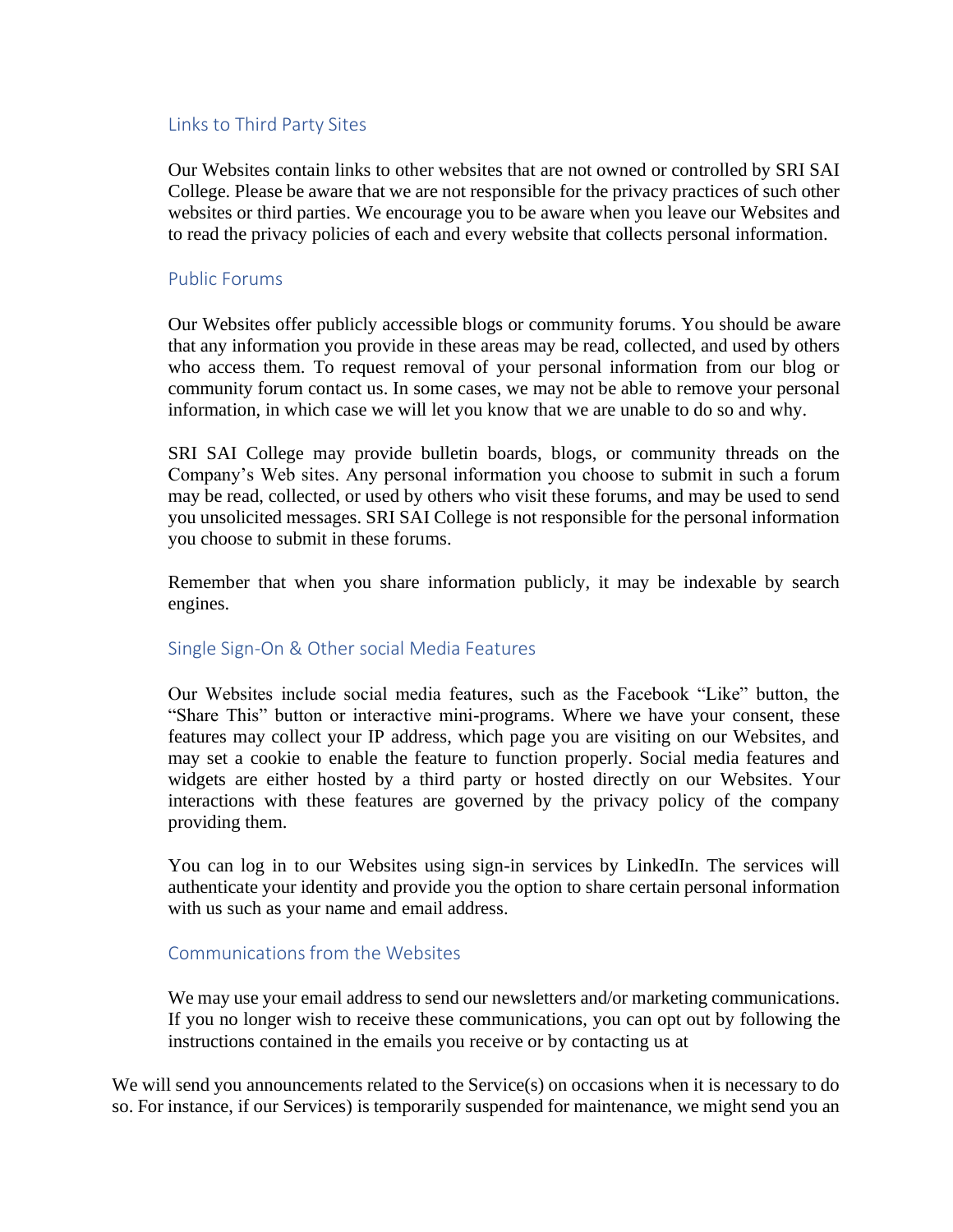## Links to Third Party Sites

Our Websites contain links to other websites that are not owned or controlled by SRI SAI College. Please be aware that we are not responsible for the privacy practices of such other websites or third parties. We encourage you to be aware when you leave our Websites and to read the privacy policies of each and every website that collects personal information.

## Public Forums

Our Websites offer publicly accessible blogs or community forums. You should be aware that any information you provide in these areas may be read, collected, and used by others who access them. To request removal of your personal information from our blog or community forum contact us. In some cases, we may not be able to remove your personal information, in which case we will let you know that we are unable to do so and why.

SRI SAI College may provide bulletin boards, blogs, or community threads on the Company's Web sites. Any personal information you choose to submit in such a forum may be read, collected, or used by others who visit these forums, and may be used to send you unsolicited messages. SRI SAI College is not responsible for the personal information you choose to submit in these forums.

Remember that when you share information publicly, it may be indexable by search engines.

## Single Sign-On & Other social Media Features

Our Websites include social media features, such as the Facebook "Like" button, the "Share This" button or interactive mini-programs. Where we have your consent, these features may collect your IP address, which page you are visiting on our Websites, and may set a cookie to enable the feature to function properly. Social media features and widgets are either hosted by a third party or hosted directly on our Websites. Your interactions with these features are governed by the privacy policy of the company providing them.

You can log in to our Websites using sign-in services by LinkedIn. The services will authenticate your identity and provide you the option to share certain personal information with us such as your name and email address.

## Communications from the Websites

We may use your email address to send our newsletters and/or marketing communications. If you no longer wish to receive these communications, you can opt out by following the instructions contained in the emails you receive or by contacting us at

We will send you announcements related to the Service(s) on occasions when it is necessary to do so. For instance, if our Services) is temporarily suspended for maintenance, we might send you an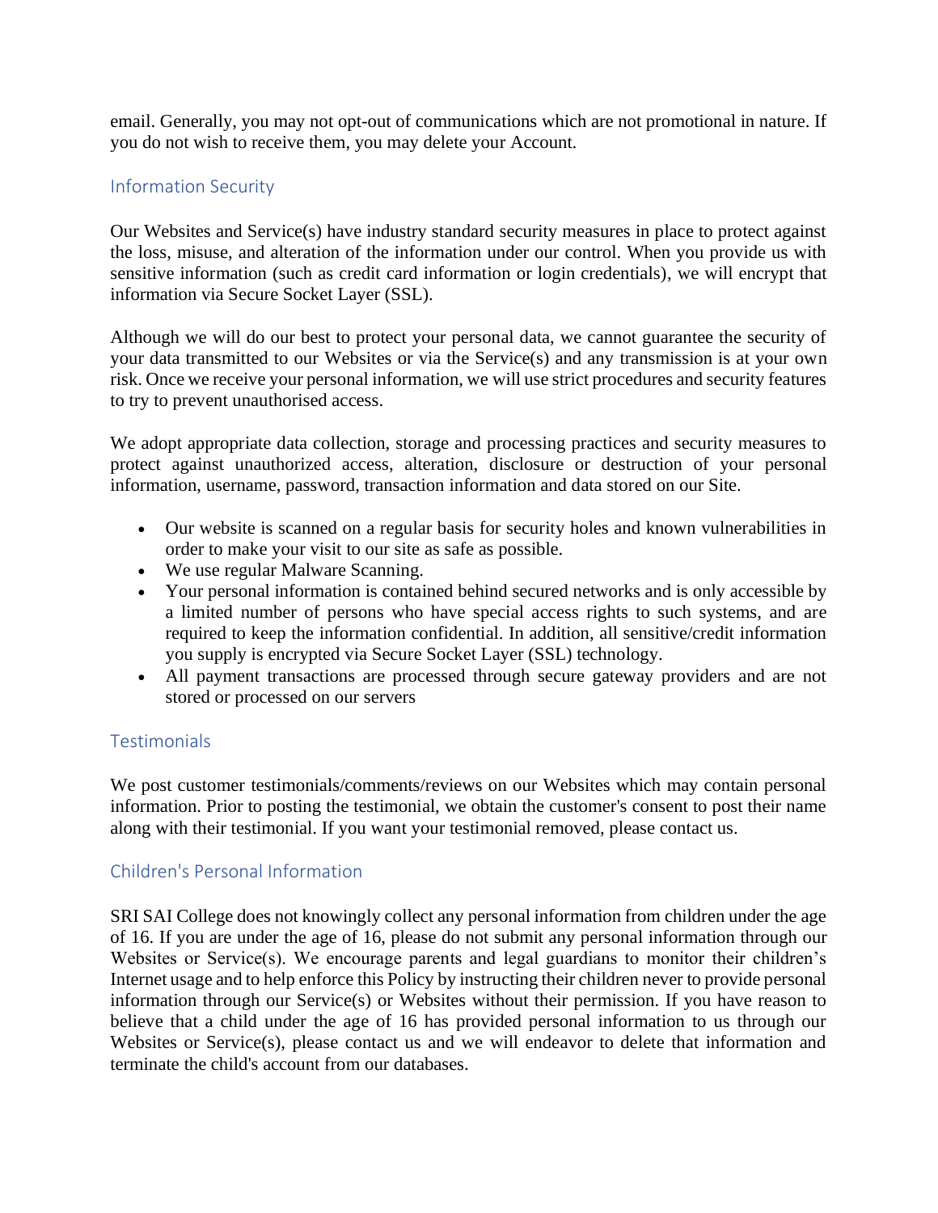email. Generally, you may not opt-out of communications which are not promotional in nature. If you do not wish to receive them, you may delete your Account.

## Information Security

Our Websites and Service(s) have industry standard security measures in place to protect against the loss, misuse, and alteration of the information under our control. When you provide us with sensitive information (such as credit card information or login credentials), we will encrypt that information via Secure Socket Layer (SSL).

Although we will do our best to protect your personal data, we cannot guarantee the security of your data transmitted to our Websites or via the Service(s) and any transmission is at your own risk. Once we receive your personal information, we will use strict procedures and security features to try to prevent unauthorised access.

We adopt appropriate data collection, storage and processing practices and security measures to protect against unauthorized access, alteration, disclosure or destruction of your personal information, username, password, transaction information and data stored on our Site.

- Our website is scanned on a regular basis for security holes and known vulnerabilities in order to make your visit to our site as safe as possible.
- We use regular Malware Scanning.
- Your personal information is contained behind secured networks and is only accessible by a limited number of persons who have special access rights to such systems, and are required to keep the information confidential. In addition, all sensitive/credit information you supply is encrypted via Secure Socket Layer (SSL) technology.
- All payment transactions are processed through secure gateway providers and are not stored or processed on our servers

## Testimonials

We post customer testimonials/comments/reviews on our Websites which may contain personal information. Prior to posting the testimonial, we obtain the customer's consent to post their name along with their testimonial. If you want your testimonial removed, please contact us.

## Children's Personal Information

SRI SAI College does not knowingly collect any personal information from children under the age of 16. If you are under the age of 16, please do not submit any personal information through our Websites or Service(s). We encourage parents and legal guardians to monitor their children's Internet usage and to help enforce this Policy by instructing their children never to provide personal information through our Service(s) or Websites without their permission. If you have reason to believe that a child under the age of 16 has provided personal information to us through our Websites or Service(s), please contact us and we will endeavor to delete that information and terminate the child's account from our databases.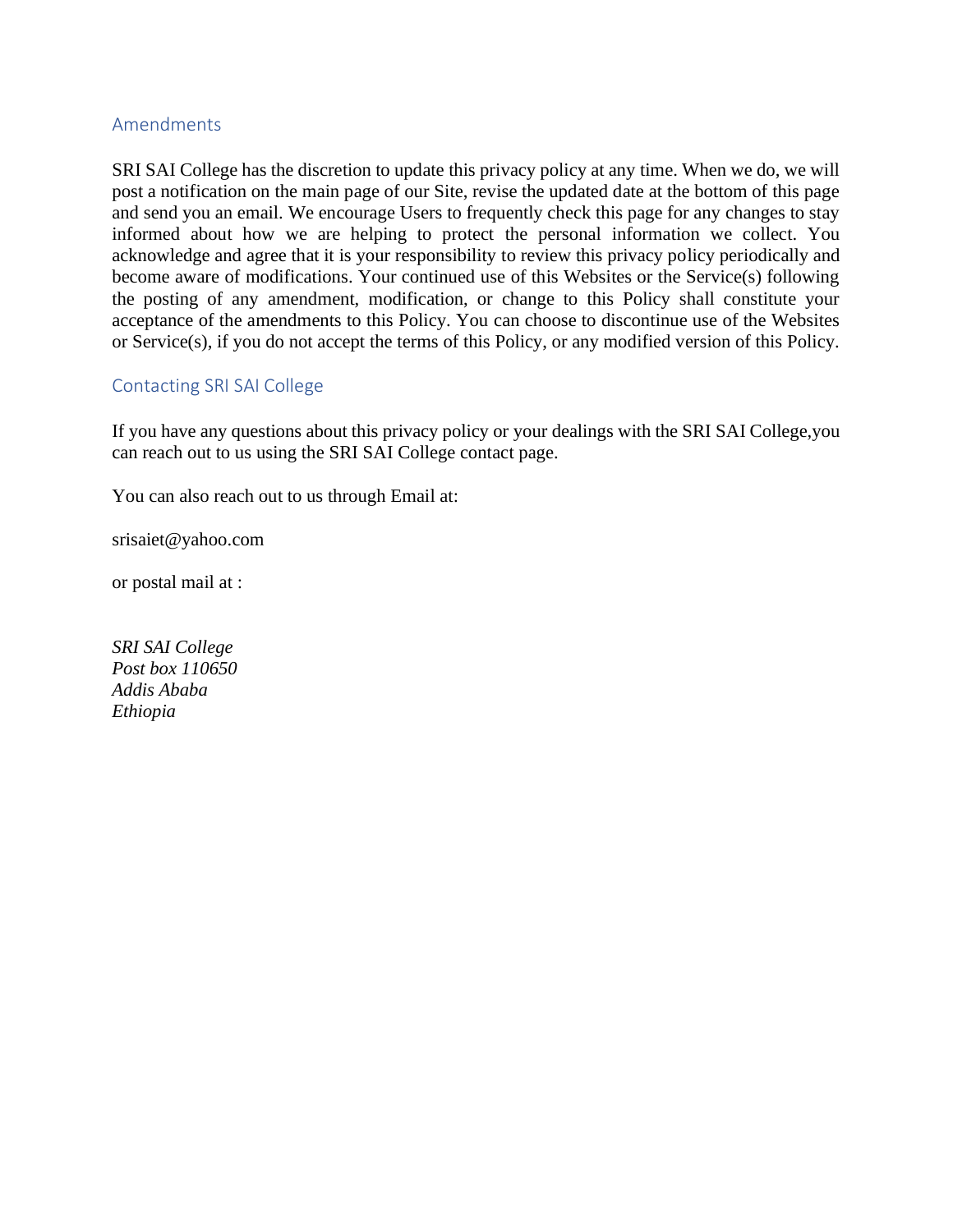## Amendments

SRI SAI College has the discretion to update this privacy policy at any time. When we do, we will post a notification on the main page of our Site, revise the updated date at the bottom of this page and send you an email. We encourage Users to frequently check this page for any changes to stay informed about how we are helping to protect the personal information we collect. You acknowledge and agree that it is your responsibility to review this privacy policy periodically and become aware of modifications. Your continued use of this Websites or the Service(s) following the posting of any amendment, modification, or change to this Policy shall constitute your acceptance of the amendments to this Policy. You can choose to discontinue use of the Websites or Service(s), if you do not accept the terms of this Policy, or any modified version of this Policy.

## Contacting SRI SAI College

If you have any questions about this privacy policy or your dealings with the SRI SAI College,you can reach out to us using the SRI SAI College contact page.

You can also reach out to us through Email at:

srisaiet@yahoo.com

or postal mail at :

*SRI SAI College*
*Post box 110650*
*Addis Ababa*
*Ethiopia*